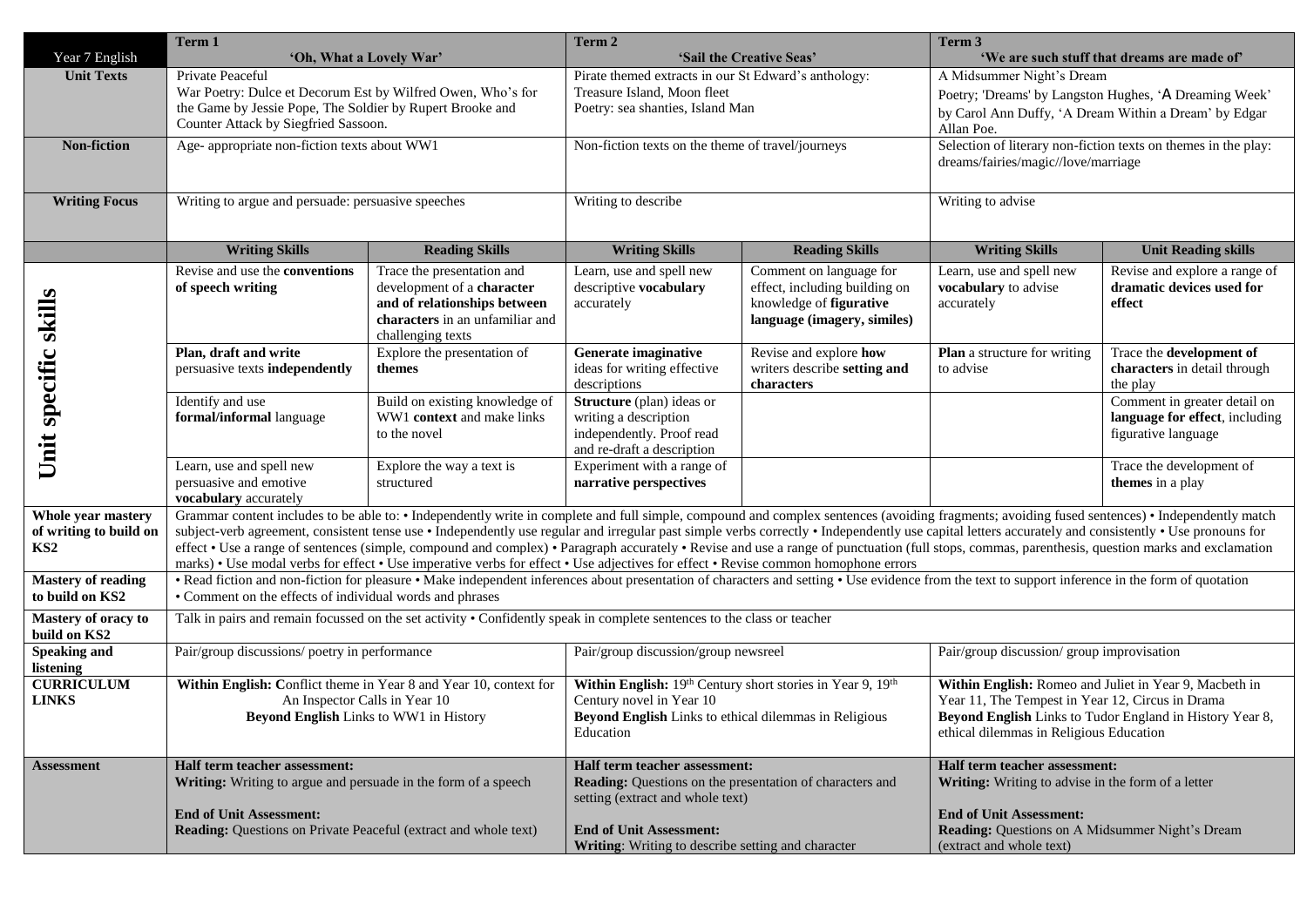| Year 7 English | Term 1 'Oh, What a Lovely War' | | Term 2 'Sail the Creative Seas' | | Term 3 'We are such stuff that dreams are made of' | |
|---|---|---|---|---|---|---|
| **Unit Texts** | Private Peaceful<br>War Poetry: Dulce et Decorum Est by Wilfred Owen, Who's for the Game by Jessie Pope, The Soldier by Rupert Brooke and Counter Attack by Siegfried Sassoon. | | Pirate themed extracts in our St Edward's anthology: Treasure Island, Moon fleet<br>Poetry: sea shanties, Island Man | | A Midsummer Night's Dream<br>Poetry; 'Dreams' by Langston Hughes, 'A Dreaming Week' by Carol Ann Duffy, 'A Dream Within a Dream' by Edgar Allan Poe. | |
| **Non-fiction** | Age- appropriate non-fiction texts about WW1 | | Non-fiction texts on the theme of travel/journeys | | Selection of literary non-fiction texts on themes in the play: dreams/fairies/magic//love/marriage | |
| **Writing Focus** | Writing to argue and persuade: persuasive speeches | | Writing to describe | | Writing to advise | |
| | **Writing Skills** | **Reading Skills** | **Writing Skills** | **Reading Skills** | **Writing Skills** | **Unit Reading skills** |
| **Unit specific skills** | Revise and use the **conventions of speech writing** | Trace the presentation and development of a **character and of relationships between characters** in an unfamiliar and challenging texts | Learn, use and spell new descriptive **vocabulary** accurately | Comment on language for effect, including building on knowledge of **figurative language (imagery, similes)** | Learn, use and spell new **vocabulary** to advise accurately | Revise and explore a range of **dramatic devices used for effect** |
| | **Plan, draft and write** persuasive texts **independently** | Explore the presentation of **themes** | **Generate imaginative** ideas for writing effective descriptions | Revise and explore **how** writers describe **setting and characters** | **Plan** a structure for writing to advise | Trace the **development of characters** in detail through the play |
| | Identify and use **formal/informal** language | Build on existing knowledge of WW1 **context** and make links to the novel | **Structure** (plan) ideas or writing a description independently. Proof read and re-draft a description | | | Comment in greater detail on **language for effect**, including figurative language |
| | Learn, use and spell new persuasive and emotive **vocabulary** accurately | Explore the way a text is structured | Experiment with a range of **narrative perspectives** | | | Trace the development of **themes** in a play |
| **Whole year mastery of writing to build on KS2** | Grammar content includes to be able to: • Independently write in complete and full simple, compound and complex sentences (avoiding fragments; avoiding fused sentences) • Independently match subject-verb agreement, consistent tense use • Independently use regular and irregular past simple verbs correctly • Independently use capital letters accurately and consistently • Use pronouns for effect • Use a range of sentences (simple, compound and complex) • Paragraph accurately • Revise and use a range of punctuation (full stops, commas, parenthesis, question marks and exclamation marks) • Use modal verbs for effect • Use imperative verbs for effect • Use adjectives for effect • Revise common homophone errors | | | | | |
| **Mastery of reading to build on KS2** | • Read fiction and non-fiction for pleasure • Make independent inferences about presentation of characters and setting • Use evidence from the text to support inference in the form of quotation • Comment on the effects of individual words and phrases | | | | | |
| **Mastery of oracy to build on KS2** | Talk in pairs and remain focussed on the set activity • Confidently speak in complete sentences to the class or teacher | | | | | |
| **Speaking and listening** | Pair/group discussions/ poetry in performance | | Pair/group discussion/group newsreel | | Pair/group discussion/ group improvisation | |
| **CURRICULUM LINKS** | **Within English:** Conflict theme in Year 8 and Year 10, context for An Inspector Calls in Year 10<br>**Beyond English** Links to WW1 in History | | **Within English:** 19th Century short stories in Year 9, 19th Century novel in Year 10<br>**Beyond English** Links to ethical dilemmas in Religious Education | | **Within English:** Romeo and Juliet in Year 9, Macbeth in Year 11, The Tempest in Year 12, Circus in Drama<br>**Beyond English** Links to Tudor England in History Year 8, ethical dilemmas in Religious Education | |
| **Assessment** | **Half term teacher assessment:**<br>**Writing:** Writing to argue and persuade in the form of a speech<br><br>**End of Unit Assessment:**<br>**Reading:** Questions on Private Peaceful (extract and whole text) | | **Half term teacher assessment:**<br>**Reading:** Questions on the presentation of characters and setting (extract and whole text)<br><br>**End of Unit Assessment:**<br>**Writing**: Writing to describe setting and character | | **Half term teacher assessment:**<br>**Writing:** Writing to advise in the form of a letter<br><br>**End of Unit Assessment:**<br>**Reading:** Questions on A Midsummer Night's Dream (extract and whole text) | |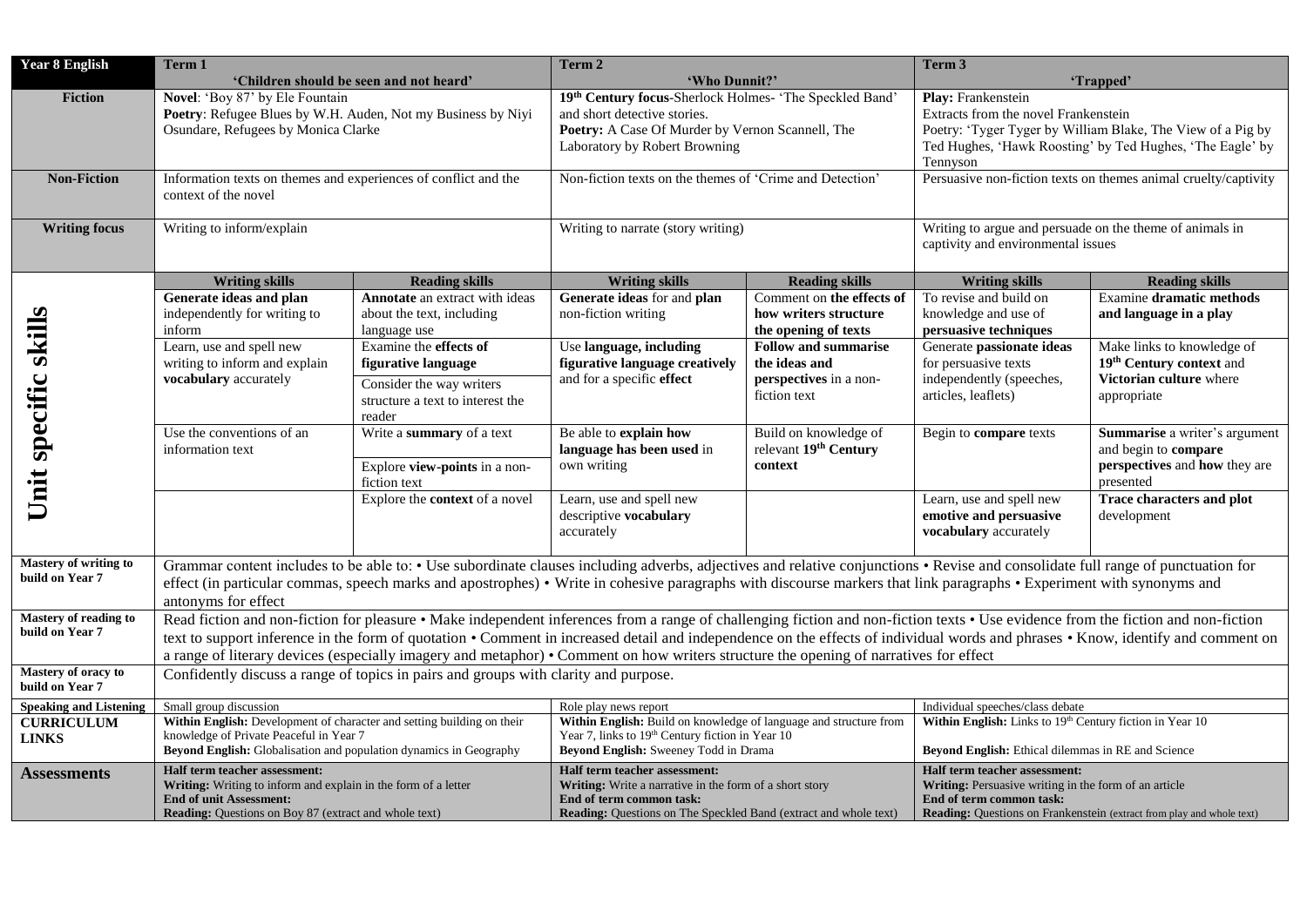| Year 8 English | Term 1 | | Term 2 | | Term 3 | |
|---|---|---|---|---|---|---|
| | 'Children should be seen and not heard' | | 'Who Dunnit?' | | 'Trapped' | |
| **Fiction** | **Novel**: 'Boy 87' by Ele Fountain<br>**Poetry**: Refugee Blues by W.H. Auden, Not my Business by Niyi Osundare, Refugees by Monica Clarke | | **19th Century focus**-Sherlock Holmes- 'The Speckled Band' and short detective stories.<br>**Poetry:** A Case Of Murder by Vernon Scannell, The Laboratory by Robert Browning | | **Play:** Frankenstein<br>Extracts from the novel Frankenstein<br>Poetry: 'Tyger Tyger by William Blake, The View of a Pig by Ted Hughes, 'Hawk Roosting' by Ted Hughes, 'The Eagle' by Tennyson | |
| **Non-Fiction** | Information texts on themes and experiences of conflict and the context of the novel | | Non-fiction texts on the themes of 'Crime and Detection' | | Persuasive non-fiction texts on themes animal cruelty/captivity | |
| **Writing focus** | Writing to inform/explain | | Writing to narrate (story writing) | | Writing to argue and persuade on the theme of animals in captivity and environmental issues | |
| **Unit specific skills** | **Writing skills** | **Reading skills** | **Writing skills** | **Reading skills** | **Writing skills** | **Reading skills** |
| | **Generate ideas and plan** independently for writing to inform | **Annotate** an extract with ideas about the text, including language use | **Generate ideas** for and **plan** non-fiction writing | Comment on **the effects of how writers structure the opening of texts** | To revise and build on knowledge and use of **persuasive techniques** | Examine **dramatic methods and language in a play** |
| | Learn, use and spell new writing to inform and explain **vocabulary** accurately | Examine the **effects of figurative language**<br>Consider the way writers structure a text to interest the reader | Use **language, including figurative language creatively** and for a specific **effect** | **Follow and summarise the ideas and perspectives** in a non-fiction text | Generate **passionate ideas** for persuasive texts independently (speeches, articles, leaflets) | Make links to knowledge of **19th Century context** and **Victorian culture** where appropriate |
| | Use the conventions of an information text | Write a **summary** of a text<br>Explore **view-points** in a non-fiction text | Be able to **explain how language has been used** in own writing | Build on knowledge of relevant **19th Century context** | Begin to **compare** texts | **Summarise** a writer's argument and begin to **compare perspectives** and **how** they are presented |
| | | Explore the **context** of a novel | Learn, use and spell new descriptive **vocabulary** accurately | | Learn, use and spell new **emotive and persuasive vocabulary** accurately | **Trace characters and plot** development |
| **Mastery of writing to build on Year 7** | Grammar content includes to be able to: • Use subordinate clauses including adverbs, adjectives and relative conjunctions • Revise and consolidate full range of punctuation for effect (in particular commas, speech marks and apostrophes) • Write in cohesive paragraphs with discourse markers that link paragraphs • Experiment with synonyms and antonyms for effect | | | | | |
| **Mastery of reading to build on Year 7** | Read fiction and non-fiction for pleasure • Make independent inferences from a range of challenging fiction and non-fiction texts • Use evidence from the fiction and non-fiction text to support inference in the form of quotation • Comment in increased detail and independence on the effects of individual words and phrases • Know, identify and comment on a range of literary devices (especially imagery and metaphor) • Comment on how writers structure the opening of narratives for effect | | | | | |
| **Mastery of oracy to build on Year 7** | Confidently discuss a range of topics in pairs and groups with clarity and purpose. | | | | | |
| **Speaking and Listening** | Small group discussion | | Role play news report | | Individual speeches/class debate | |
| **CURRICULUM LINKS** | **Within English:** Development of character and setting building on their knowledge of Private Peaceful in Year 7<br>**Beyond English:** Globalisation and population dynamics in Geography | | **Within English:** Build on knowledge of language and structure from Year 7, links to 19th Century fiction in Year 10<br>**Beyond English:** Sweeney Todd in Drama | | **Within English:** Links to 19th Century fiction in Year 10<br>**Beyond English:** Ethical dilemmas in RE and Science | |
| **Assessments** | **Half term teacher assessment:**<br>**Writing:** Writing to inform and explain in the form of a letter<br>**End of unit Assessment:**<br>**Reading:** Questions on Boy 87 (extract and whole text) | | **Half term teacher assessment:**<br>**Writing:** Write a narrative in the form of a short story<br>**End of term common task:**<br>**Reading:** Questions on The Speckled Band (extract and whole text) | | **Half term teacher assessment:**<br>**Writing:** Persuasive writing in the form of an article<br>**End of term common task:**<br>**Reading:** Questions on Frankenstein (extract from play and whole text) | |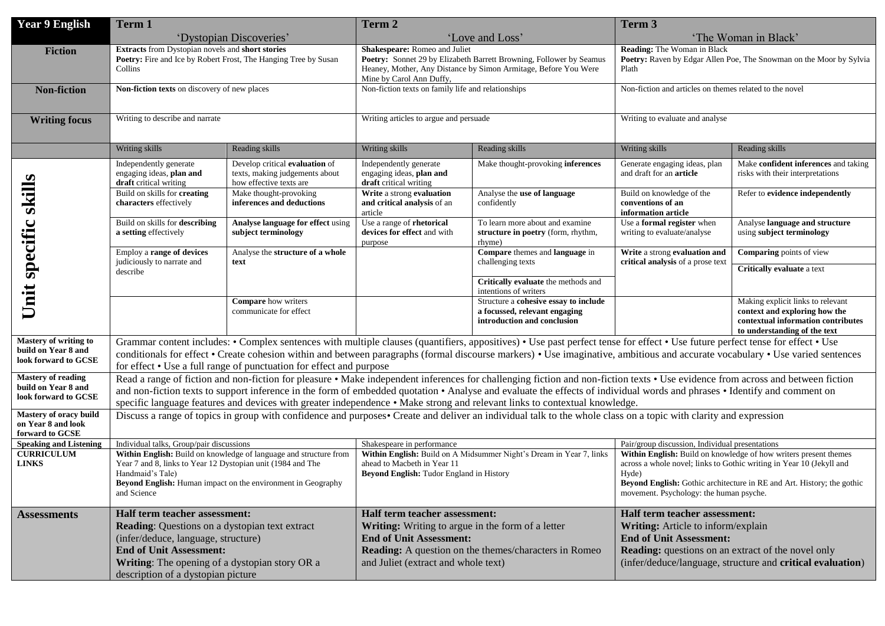| Year 9 English | Term 1 | | Term 2 | | Term 3 | |
|---|---|---|---|---|---|---|
| | 'Dystopian Discoveries' | | 'Love and Loss' | | 'The Woman in Black' | |
| **Fiction** | **Extracts** from Dystopian novels and **short stories**<br>**Poetry:** Fire and Ice by Robert Frost, The Hanging Tree by Susan Collins | | **Shakespeare:** Romeo and Juliet<br>**Poetry:** Sonnet 29 by Elizabeth Barrett Browning, Follower by Seamus Heaney, Mother, Any Distance by Simon Armitage, Before You Were Mine by Carol Ann Duffy, | | **Reading:** The Woman in Black<br>**Poetry:** Raven by Edgar Allen Poe, The Snowman on the Moor by Sylvia Plath | |
| **Non-fiction** | **Non-fiction texts** on discovery of new places | | Non-fiction texts on family life and relationships | | Non-fiction and articles on themes related to the novel | |
| **Writing focus** | Writing to describe and narrate | | Writing articles to argue and persuade | | Writing to evaluate and analyse | |
| | Writing skills | Reading skills | Writing skills | Reading skills | Writing skills | Reading skills |
| **Unit specific skills** | Independently generate engaging ideas, **plan and draft** critical writing | Develop critical **evaluation** of texts, making judgements about how effective texts are | Independently generate engaging ideas, **plan and draft** critical writing | Make thought-provoking **inferences** | Generate engaging ideas, plan and draft for an **article** | Make **confident inferences** and taking risks with their interpretations |
| | Build on skills for **creating characters** effectively | Make thought-provoking **inferences and deductions** | **Write** a strong **evaluation and critical analysis** of an article | Analyse the **use of language** confidently | Build on knowledge of the **conventions of an information article** | Refer to **evidence independently** |
| | Build on skills for **describing a setting** effectively | **Analyse language for effect** using subject terminology | Use a range of **rhetorical devices for effect** and with purpose | To learn more about and examine **structure in poetry** (form, rhythm, rhyme) | Use a **formal register** when writing to evaluate/analyse | Analyse **language and structure** using **subject terminology** |
| | Employ a **range of devices** judiciously to narrate and describe | Analyse the **structure of a whole text** | | **Compare** themes and **language** in challenging texts | **Write** a strong **evaluation and critical analysis** of a prose text | **Comparing** points of view |
| | | | | **Critically evaluate** the methods and intentions of writers | | **Critically evaluate** a text |
| | | **Compare** how writers communicate for effect | | Structure a **cohesive essay to include a focussed, relevant engaging introduction and conclusion** | | Making explicit links to relevant **context and exploring how the contextual information contributes to understanding of the text** |
| **Mastery of writing to build on Year 8 and look forward to GCSE** | Grammar content includes: • Complex sentences with multiple clauses (quantifiers, appositives) • Use past perfect tense for effect • Use future perfect tense for effect • Use conditionals for effect • Create cohesion within and between paragraphs (formal discourse markers) • Use imaginative, ambitious and accurate vocabulary • Use varied sentences for effect • Use a full range of punctuation for effect and purpose | | | | | |
| **Mastery of reading build on Year 8 and look forward to GCSE** | Read a range of fiction and non-fiction for pleasure • Make independent inferences for challenging fiction and non-fiction texts • Use evidence from across and between fiction and non-fiction texts to support inference in the form of embedded quotation • Analyse and evaluate the effects of individual words and phrases • Identify and comment on specific language features and devices with greater independence • Make strong and relevant links to contextual knowledge. | | | | | |
| **Mastery of oracy build on Year 8 and look forward to GCSE** | Discuss a range of topics in group with confidence and purposes• Create and deliver an individual talk to the whole class on a topic with clarity and expression | | | | | |
| **Speaking and Listening** | Individual talks, Group/pair discussions | | Shakespeare in performance | | Pair/group discussion, Individual presentations | |
| **CURRICULUM LINKS** | **Within English:** Build on knowledge of language and structure from Year 7 and 8, links to Year 12 Dystopian unit (1984 and The Handmaid's Tale)<br>**Beyond English:** Human impact on the environment in Geography and Science | | **Within English:** Build on A Midsummer Night's Dream in Year 7, links ahead to Macbeth in Year 11<br>**Beyond English:** Tudor England in History | | **Within English:** Build on knowledge of how writers present themes across a whole novel; links to Gothic writing in Year 10 (Jekyll and Hyde)<br>**Beyond English:** Gothic architecture in RE and Art. History; the gothic movement. Psychology: the human psyche. | |
| **Assessments** | **Half term teacher assessment:**<br>**Reading**: Questions on a dystopian text extract (infer/deduce, language, structure)<br>**End of Unit Assessment:**<br>**Writing**: The opening of a dystopian story OR a description of a dystopian picture | | **Half term teacher assessment:**<br>**Writing:** Writing to argue in the form of a letter<br>**End of Unit Assessment:**<br>**Reading:** A question on the themes/characters in Romeo and Juliet (extract and whole text) | | **Half term teacher assessment:**<br>**Writing:** Article to inform/explain<br>**End of Unit Assessment:**<br>**Reading:** questions on an extract of the novel only (infer/deduce/language, structure and **critical evaluation**) | |